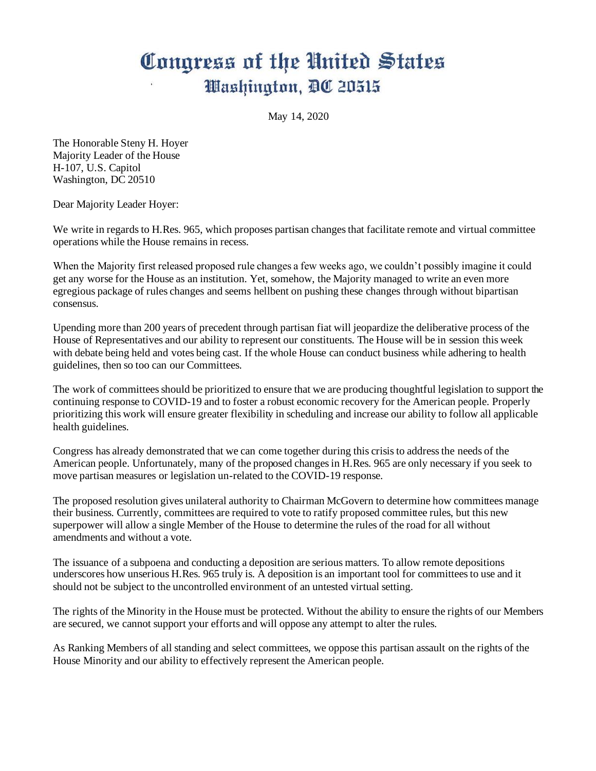# Congress of the United States
## Washington, DC 20515

May 14, 2020

The Honorable Steny H. Hoyer
Majority Leader of the House
H-107, U.S. Capitol
Washington, DC 20510

Dear Majority Leader Hoyer:

We write in regards to H.Res. 965, which proposes partisan changes that facilitate remote and virtual committee operations while the House remains in recess.

When the Majority first released proposed rule changes a few weeks ago, we couldn't possibly imagine it could get any worse for the House as an institution. Yet, somehow, the Majority managed to write an even more egregious package of rules changes and seems hellbent on pushing these changes through without bipartisan consensus.

Upending more than 200 years of precedent through partisan fiat will jeopardize the deliberative process of the House of Representatives and our ability to represent our constituents. The House will be in session this week with debate being held and votes being cast. If the whole House can conduct business while adhering to health guidelines, then so too can our Committees.

The work of committees should be prioritized to ensure that we are producing thoughtful legislation to support the continuing response to COVID-19 and to foster a robust economic recovery for the American people. Properly prioritizing this work will ensure greater flexibility in scheduling and increase our ability to follow all applicable health guidelines.

Congress has already demonstrated that we can come together during this crisis to address the needs of the American people. Unfortunately, many of the proposed changes in H.Res. 965 are only necessary if you seek to move partisan measures or legislation un-related to the COVID-19 response.

The proposed resolution gives unilateral authority to Chairman McGovern to determine how committees manage their business. Currently, committees are required to vote to ratify proposed committee rules, but this new superpower will allow a single Member of the House to determine the rules of the road for all without amendments and without a vote.

The issuance of a subpoena and conducting a deposition are serious matters. To allow remote depositions underscores how unserious H.Res. 965 truly is. A deposition is an important tool for committees to use and it should not be subject to the uncontrolled environment of an untested virtual setting.

The rights of the Minority in the House must be protected. Without the ability to ensure the rights of our Members are secured, we cannot support your efforts and will oppose any attempt to alter the rules.

As Ranking Members of all standing and select committees, we oppose this partisan assault on the rights of the House Minority and our ability to effectively represent the American people.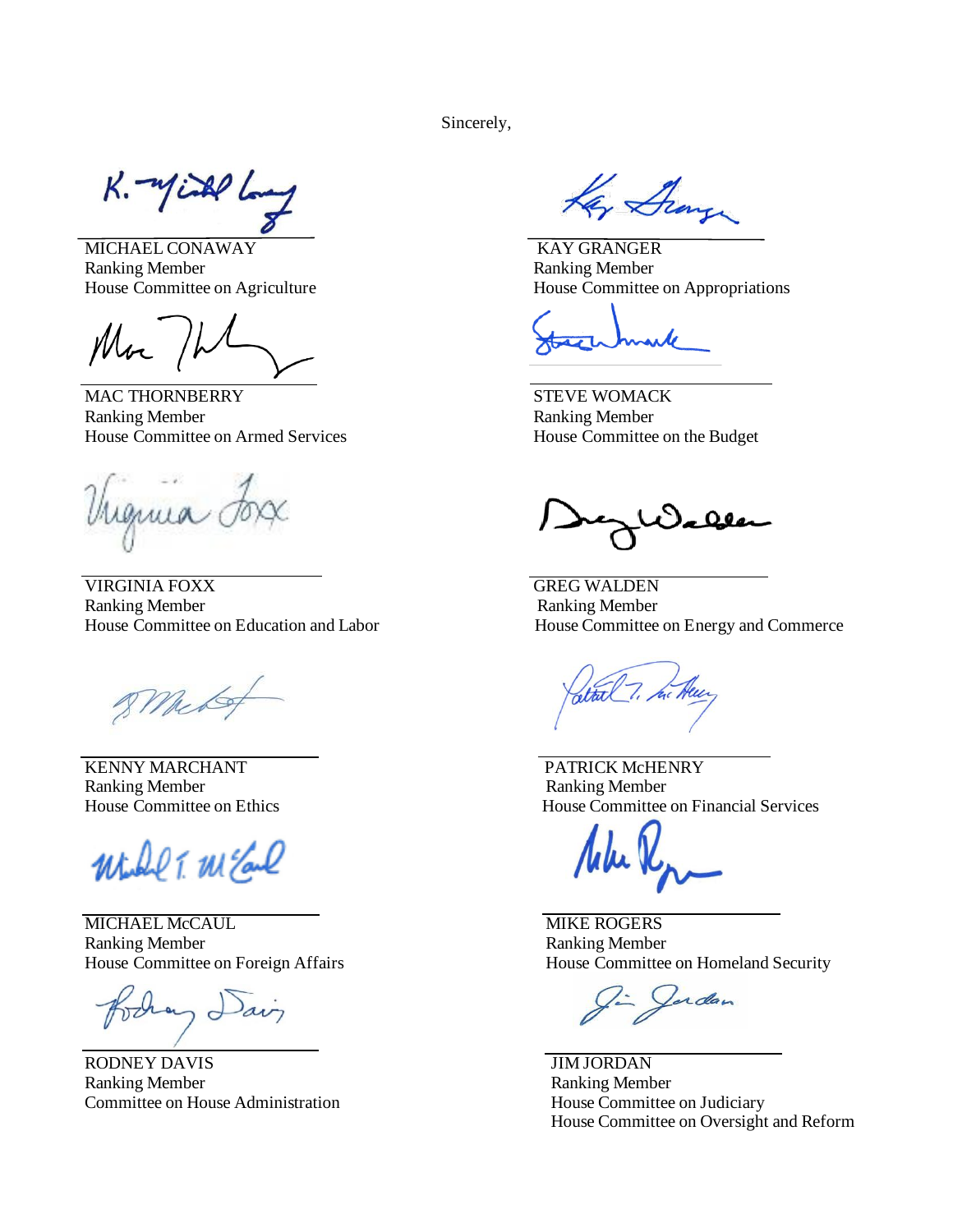Sincerely,

MICHAEL CONAWAY
Ranking Member
House Committee on Agriculture

KAY GRANGER
Ranking Member
House Committee on Appropriations

MAC THORNBERRY
Ranking Member
House Committee on Armed Services

STEVE WOMACK
Ranking Member
House Committee on the Budget

VIRGINIA FOXX
Ranking Member
House Committee on Education and Labor

GREG WALDEN
Ranking Member
House Committee on Energy and Commerce

KENNY MARCHANT
Ranking Member
House Committee on Ethics

PATRICK McHENRY
Ranking Member
House Committee on Financial Services

MICHAEL McCAUL
Ranking Member
House Committee on Foreign Affairs

MIKE ROGERS
Ranking Member
House Committee on Homeland Security

RODNEY DAVIS
Ranking Member
Committee on House Administration

JIM JORDAN
Ranking Member
House Committee on Judiciary
House Committee on Oversight and Reform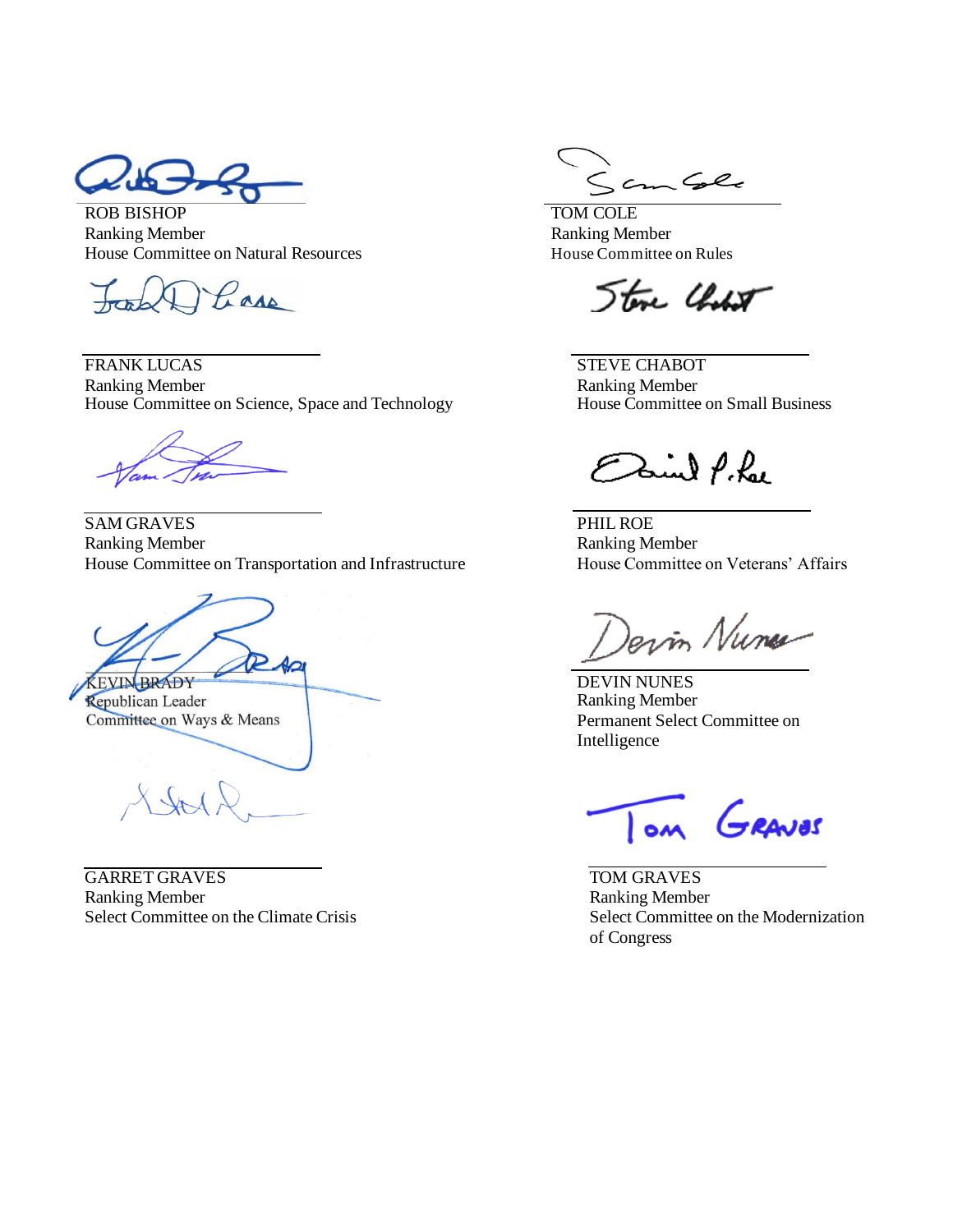ROB BISHOP
Ranking Member
House Committee on Natural Resources

TOM COLE
Ranking Member
House Committee on Rules

FRANK LUCAS
Ranking Member
House Committee on Science, Space and Technology

STEVE CHABOT
Ranking Member
House Committee on Small Business

SAM GRAVES
Ranking Member
House Committee on Transportation and Infrastructure

PHIL ROE
Ranking Member
House Committee on Veterans' Affairs

KEVIN BRADY
Republican Leader
Committee on Ways & Means

DEVIN NUNES
Ranking Member
Permanent Select Committee on Intelligence

GARRET GRAVES
Ranking Member
Select Committee on the Climate Crisis

TOM GRAVES
Ranking Member
Select Committee on the Modernization of Congress